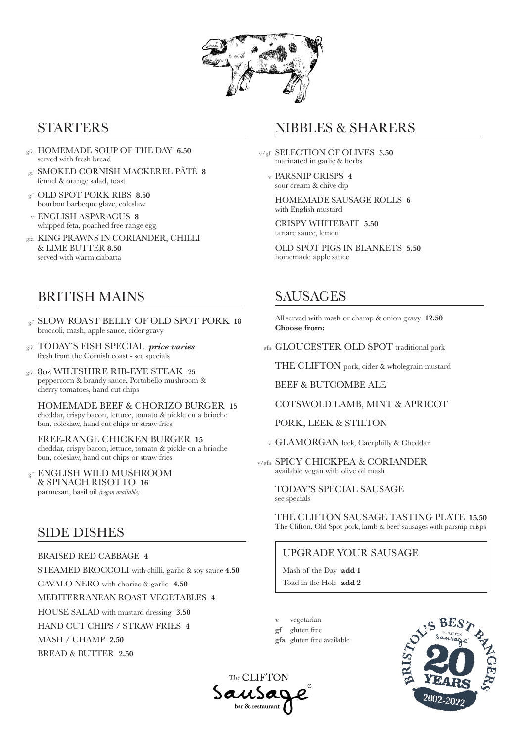## STARTERS

gfa **HOMEMADE SOUP OF THE DAY 6.50**
served with fresh bread

gf **SMOKED CORNISH MACKEREL PÂTÉ 8**
fennel & orange salad, toast

gf **OLD SPOT PORK RIBS 8.50**
bourbon barbeque glaze, coleslaw

v **ENGLISH ASPARAGUS 8**
whipped feta, poached free range egg

gfa **KING PRAWNS IN CORIANDER, CHILLI & LIME BUTTER 8.50**
served with warm ciabatta

## BRITISH MAINS

gf **SLOW ROAST BELLY OF OLD SPOT PORK 18**
broccoli, mash, apple sauce, cider gravy

gfa **TODAY'S FISH SPECIAL** ***price varies***
fresh from the Cornish coast - see specials

gfa **8oz WILTSHIRE RIB-EYE STEAK 25**
peppercorn & brandy sauce, Portobello mushroom & cherry tomatoes, hand cut chips

**HOMEMADE BEEF & CHORIZO BURGER 15**
cheddar, crispy bacon, lettuce, tomato & pickle on a brioche bun, coleslaw, hand cut chips or straw fries

**FREE-RANGE CHICKEN BURGER 15**
cheddar, crispy bacon, lettuce, tomato & pickle on a brioche bun, coleslaw, hand cut chips or straw fries

gf **ENGLISH WILD MUSHROOM & SPINACH RISOTTO 16**
parmesan, basil oil *(vegan available)*

## SIDE DISHES

BRAISED RED CABBAGE **4**

STEAMED BROCCOLI with chilli, garlic & soy sauce **4.50**

CAVALO NERO with chorizo & garlic **4.50**

MEDITERRANEAN ROAST VEGETABLES **4**

HOUSE SALAD with mustard dressing **3.50**

HAND CUT CHIPS / STRAW FRIES **4**

MASH / CHAMP **2.50**

BREAD & BUTTER **2.50**

## NIBBLES & SHARERS

v/gf **SELECTION OF OLIVES 3.50**
marinated in garlic & herbs

v **PARSNIP CRISPS 4**
sour cream & chive dip

**HOMEMADE SAUSAGE ROLLS 6**
with English mustard

**CRISPY WHITEBAIT 5.50**
tartare sauce, lemon

**OLD SPOT PIGS IN BLANKETS 5.50**
homemade apple sauce

## SAUSAGES

All served with mash or champ & onion gravy **12.50**
**Choose from:**

gfa GLOUCESTER OLD SPOT traditional pork

THE CLIFTON pork, cider & wholegrain mustard

BEEF & BUTCOMBE ALE

COTSWOLD LAMB, MINT & APRICOT

PORK, LEEK & STILTON

v GLAMORGAN leek, Caerphilly & Cheddar

v/gfa SPICY CHICKPEA & CORIANDER
available vegan with olive oil mash

TODAY'S SPECIAL SAUSAGE
see specials

**THE CLIFTON SAUSAGE TASTING PLATE 15.50**
The Clifton, Old Spot pork, lamb & beef sausages with parsnip crisps

### UPGRADE YOUR SAUSAGE

Mash of the Day **add 1**

Toad in the Hole **add 2**

**v** vegetarian
**gf** gluten free
**gfa** gluten free available

The CLIFTON Sausage® bar & restaurant

BRISTOL'S BEST BANGERS – The CLIFTON Sausage – 20 YEARS – 2002-2022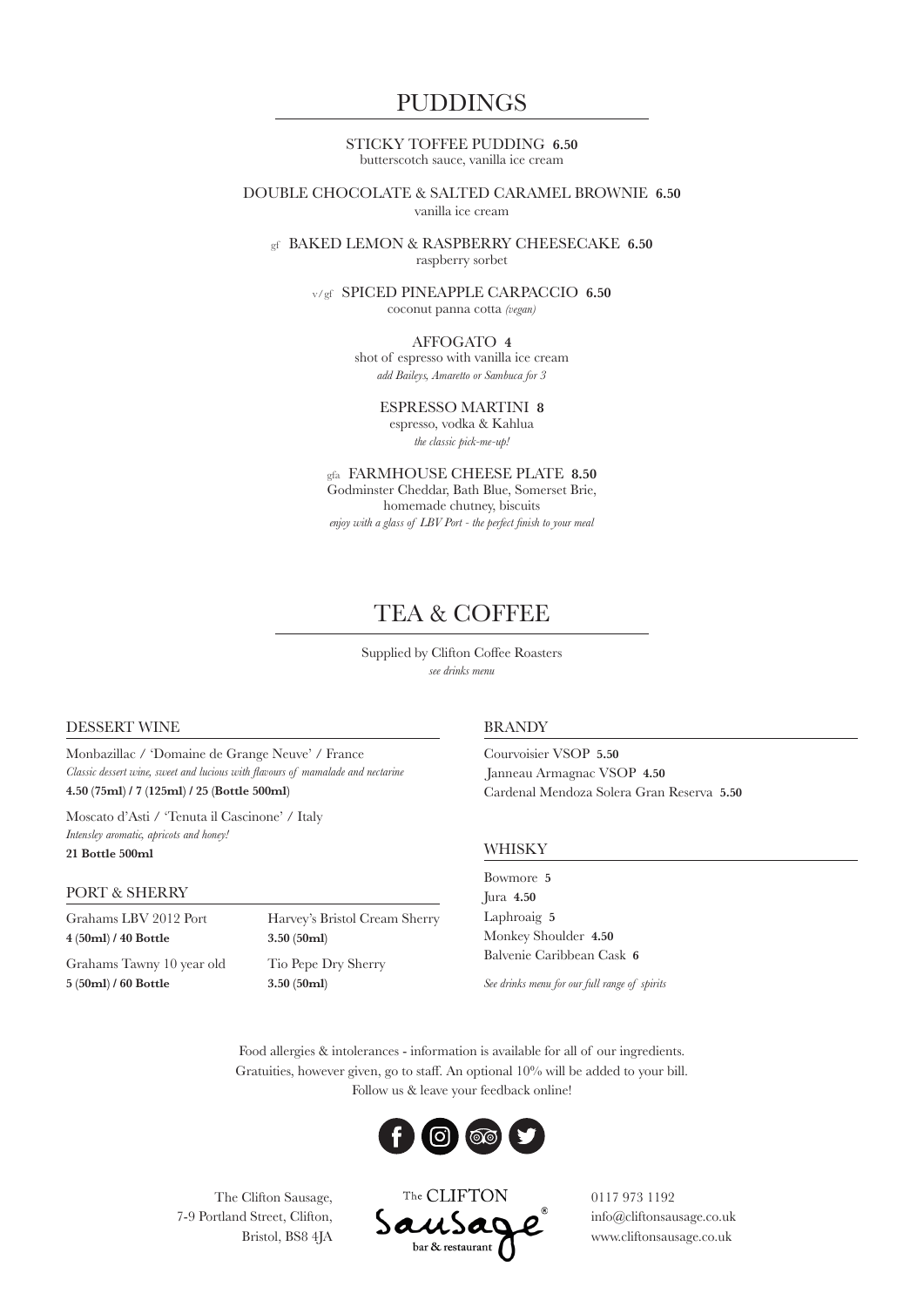## PUDDINGS

STICKY TOFFEE PUDDING **6.50**
butterscotch sauce, vanilla ice cream

DOUBLE CHOCOLATE & SALTED CARAMEL BROWNIE **6.50**
vanilla ice cream

gf BAKED LEMON & RASPBERRY CHEESECAKE **6.50**
raspberry sorbet

v/gf SPICED PINEAPPLE CARPACCIO **6.50**
coconut panna cotta *(vegan)*

AFFOGATO **4**
shot of espresso with vanilla ice cream
*add Baileys, Amaretto or Sambuca for 3*

ESPRESSO MARTINI **8**
espresso, vodka & Kahlua
*the classic pick-me-up!*

gfa FARMHOUSE CHEESE PLATE **8.50**
Godminster Cheddar, Bath Blue, Somerset Brie,
homemade chutney, biscuits
*enjoy with a glass of LBV Port - the perfect finish to your meal*

## TEA & COFFEE

Supplied by Clifton Coffee Roasters
*see drinks menu*

### DESSERT WINE

Monbazillac / 'Domaine de Grange Neuve' / France
*Classic dessert wine, sweet and lucious with flavours of mamalade and nectarine*
**4.50 (75ml) / 7 (125ml) / 25 (Bottle 500ml)**

Moscato d'Asti / 'Tenuta il Cascinone' / Italy
*Intensley aromatic, apricots and honey!*
**21 Bottle 500ml**

### PORT & SHERRY

Grahams LBV 2012 Port
**4 (50ml) / 40 Bottle**

Grahams Tawny 10 year old
**5 (50ml) / 60 Bottle**

Harvey's Bristol Cream Sherry
**3.50 (50ml)**

Tio Pepe Dry Sherry
**3.50 (50ml)**

### BRANDY

Courvoisier VSOP **5.50**
Janneau Armagnac VSOP **4.50**
Cardenal Mendoza Solera Gran Reserva **5.50**

### WHISKY

Bowmore **5**
Jura **4.50**
Laphroaig **5**
Monkey Shoulder **4.50**
Balvenie Caribbean Cask **6**

*See drinks menu for our full range of spirits*

Food allergies & intolerances - information is available for all of our ingredients.
Gratuities, however given, go to staff. An optional 10% will be added to your bill.
Follow us & leave your feedback online!

The Clifton Sausage,
7-9 Portland Street, Clifton,
Bristol, BS8 4JA

The CLIFTON Sausage® bar & restaurant

0117 973 1192
info@cliftonsausage.co.uk
www.cliftonsausage.co.uk